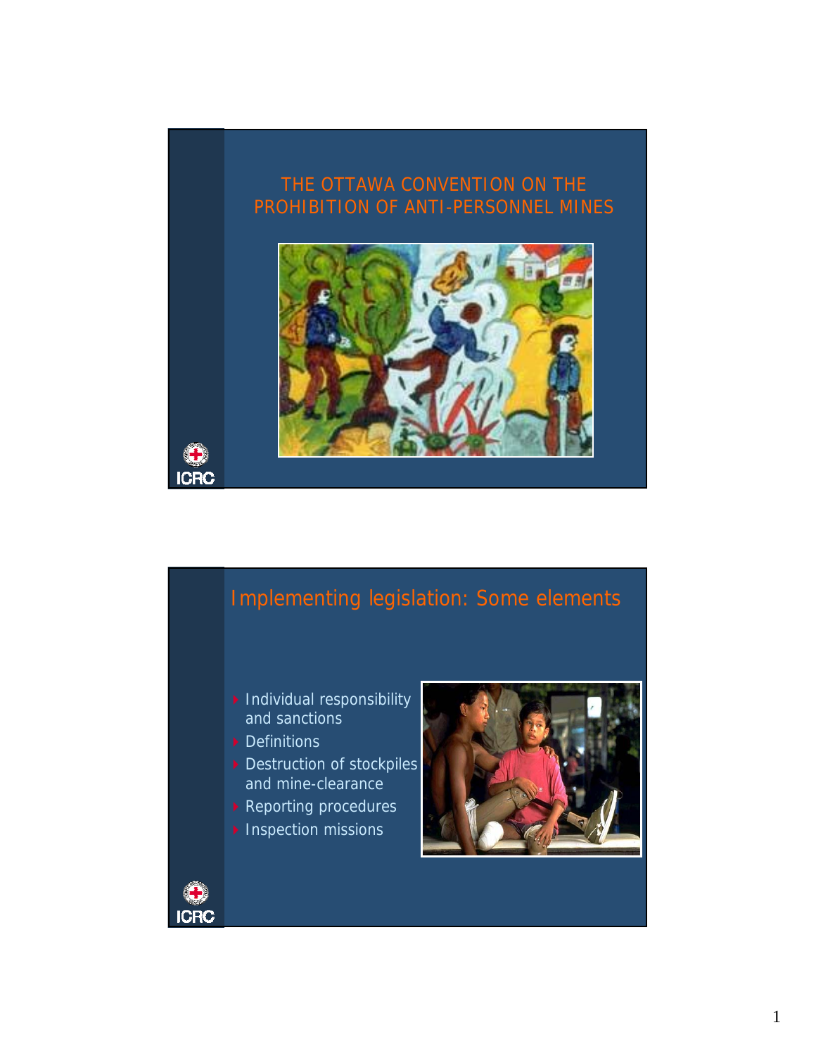# THE OTTAWA CONVENTION ON THE PROHIBITION OF ANTI-PERSONNEL MINES

ICRC

## Implementing legislation: Some elements

- Individual responsibility and sanctions
- Definitions
- Destruction of stockpiles and mine-clearance
- Reporting procedures
- Inspection missions

ICRC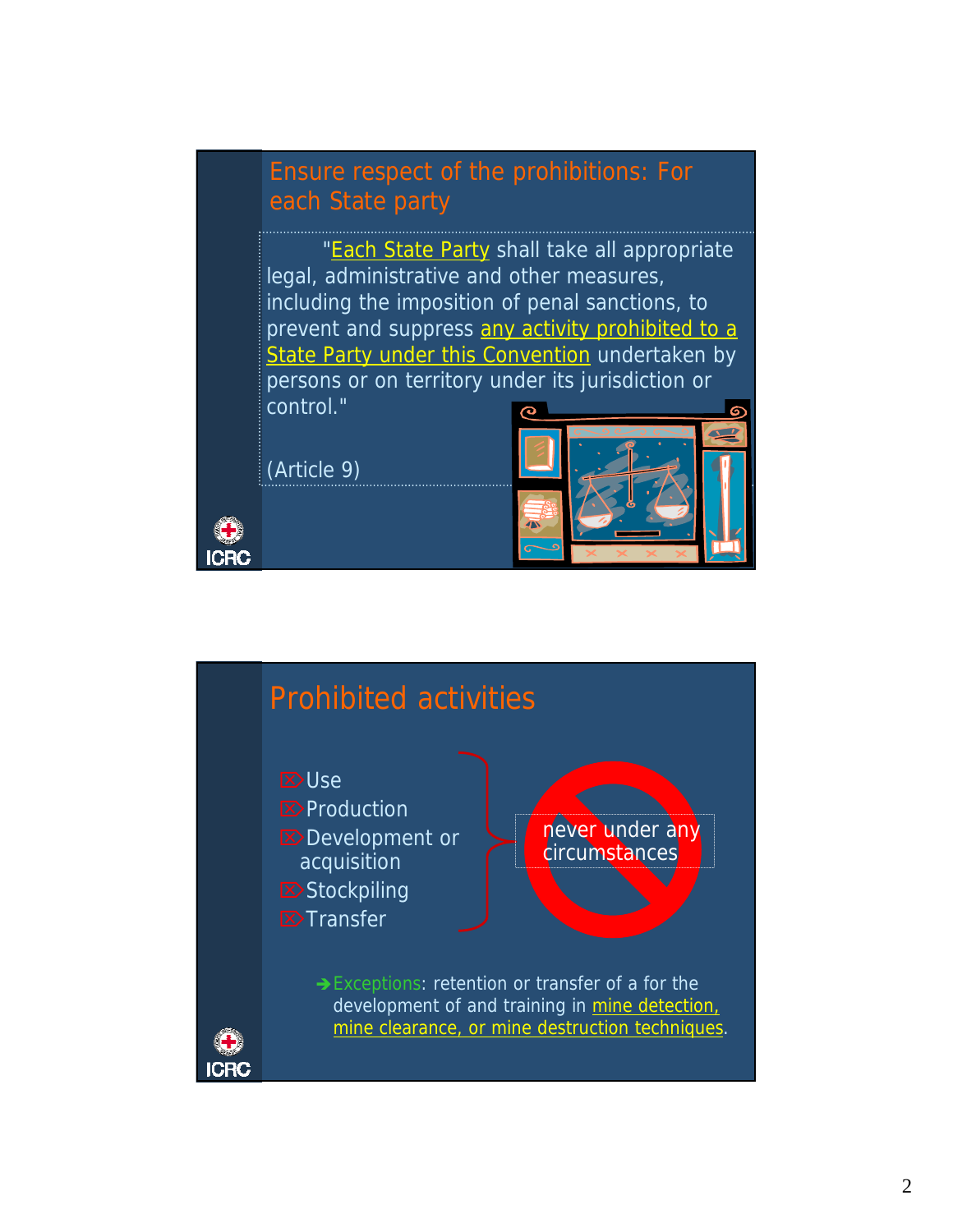## Ensure respect of the prohibitions: For each State party

"Each State Party shall take all appropriate legal, administrative and other measures, including the imposition of penal sanctions, to prevent and suppress any activity prohibited to a State Party under this Convention undertaken by persons or on territory under its jurisdiction or control."

(Article 9)

## Prohibited activities

- Use
- Production
- Development or acquisition
- Stockpiling
- Transfer

never under any circumstances

→ Exceptions: retention or transfer of a for the development of and training in mine detection, mine clearance, or mine destruction techniques.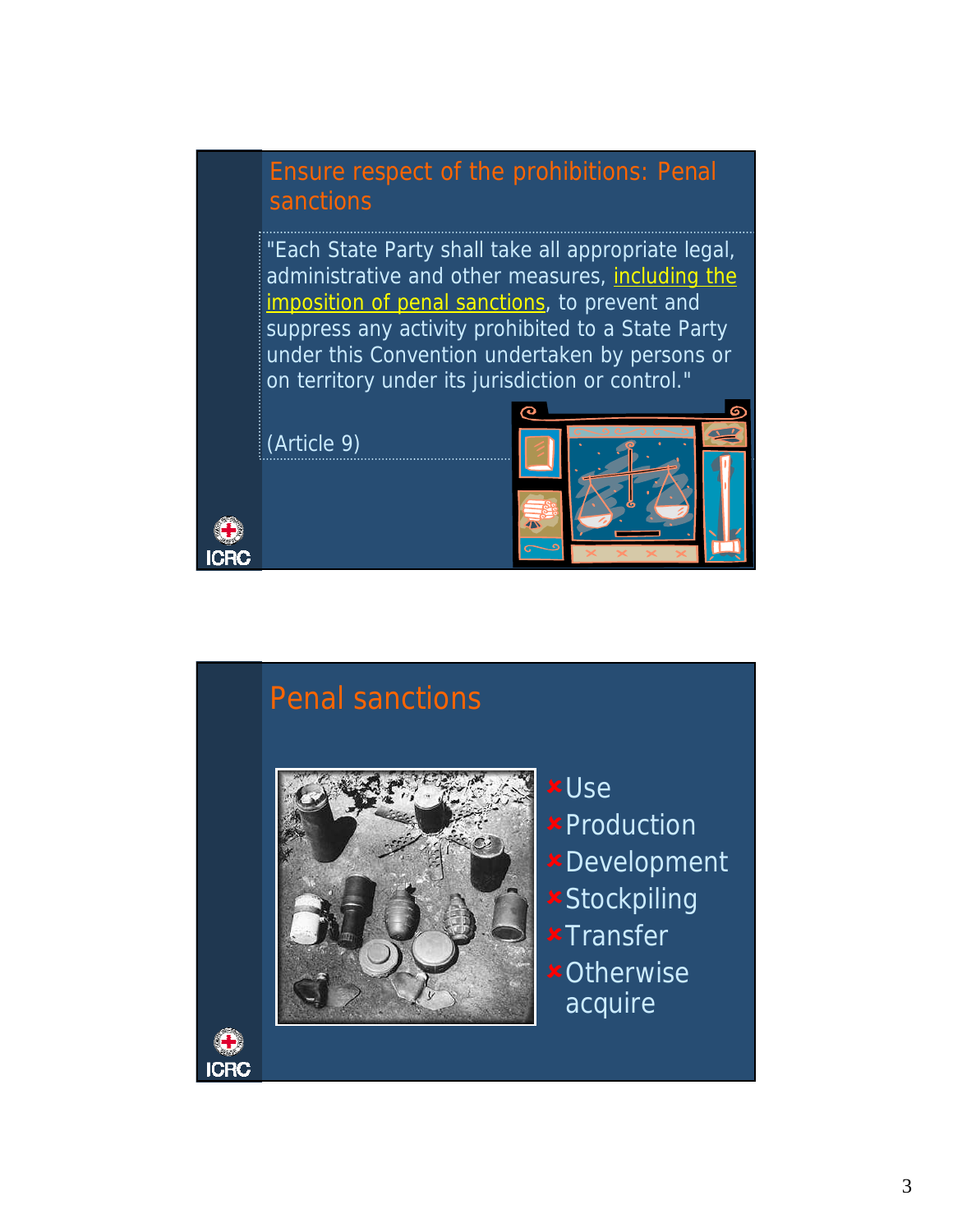## Ensure respect of the prohibitions: Penal sanctions

"Each State Party shall take all appropriate legal, administrative and other measures, including the imposition of penal sanctions, to prevent and suppress any activity prohibited to a State Party under this Convention undertaken by persons or on territory under its jurisdiction or control."

(Article 9)

## Penal sanctions

- Use
- Production
- Development
- Stockpiling
- Transfer
- Otherwise acquire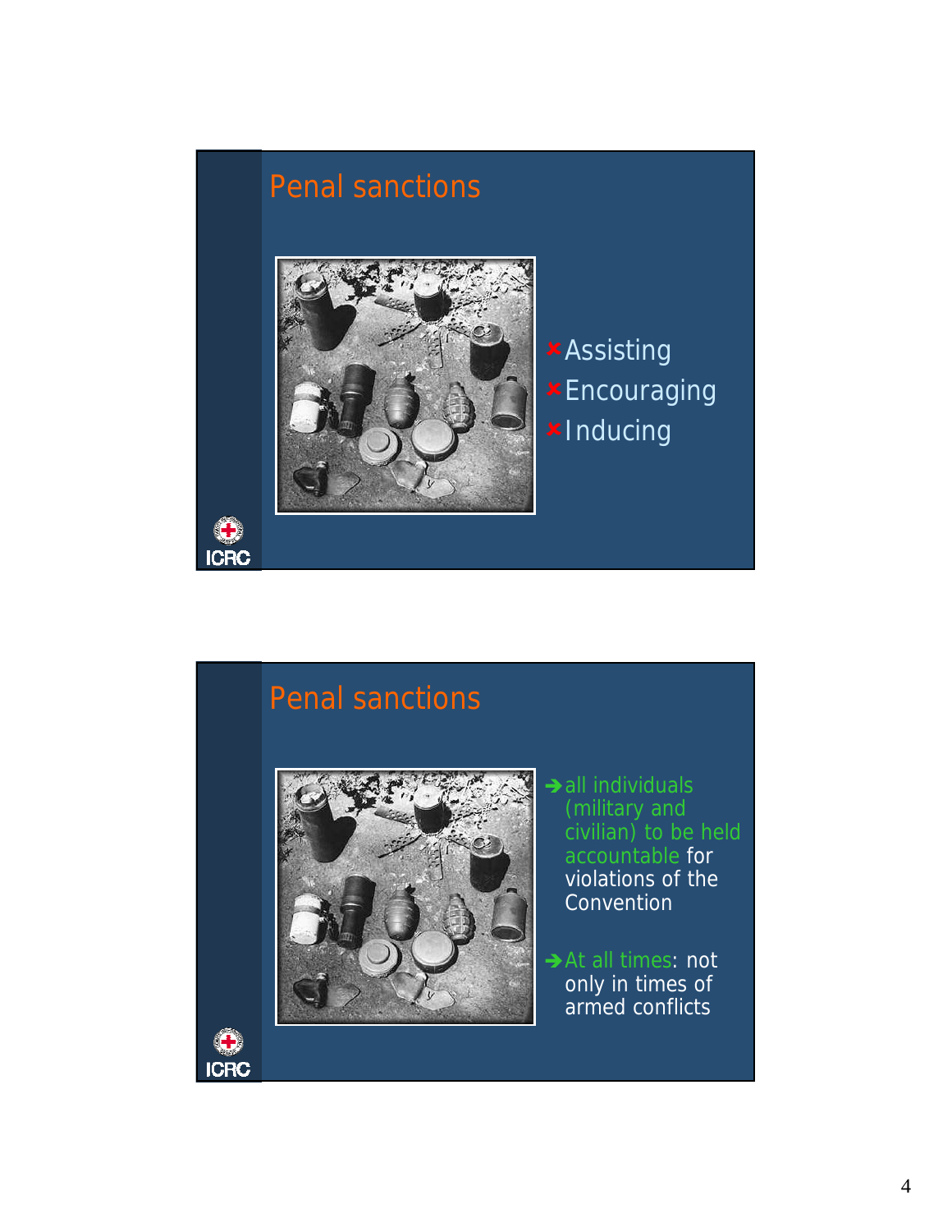## Penal sanctions

- Assisting
- Encouraging
- Inducing

## Penal sanctions

- all individuals (military and civilian) to be held accountable for violations of the Convention
- At all times: not only in times of armed conflicts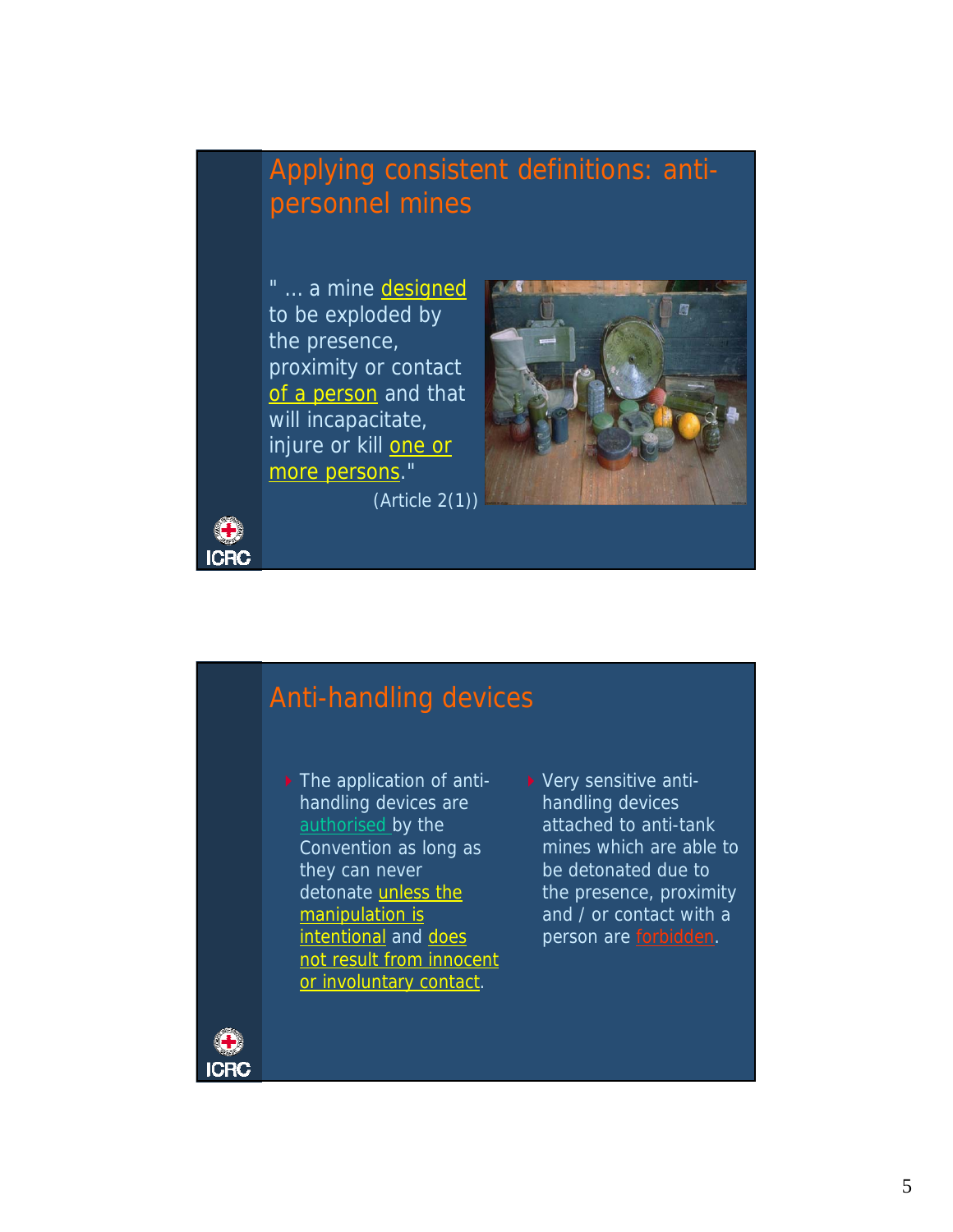## Applying consistent definitions: anti-personnel mines

" ... a mine designed to be exploded by the presence, proximity or contact of a person and that will incapacitate, injure or kill one or more persons."

(Article 2(1))

## Anti-handling devices

- The application of anti-handling devices are authorised by the Convention as long as they can never detonate unless the manipulation is intentional and does not result from innocent or involuntary contact.
- Very sensitive anti-handling devices attached to anti-tank mines which are able to be detonated due to the presence, proximity and / or contact with a person are forbidden.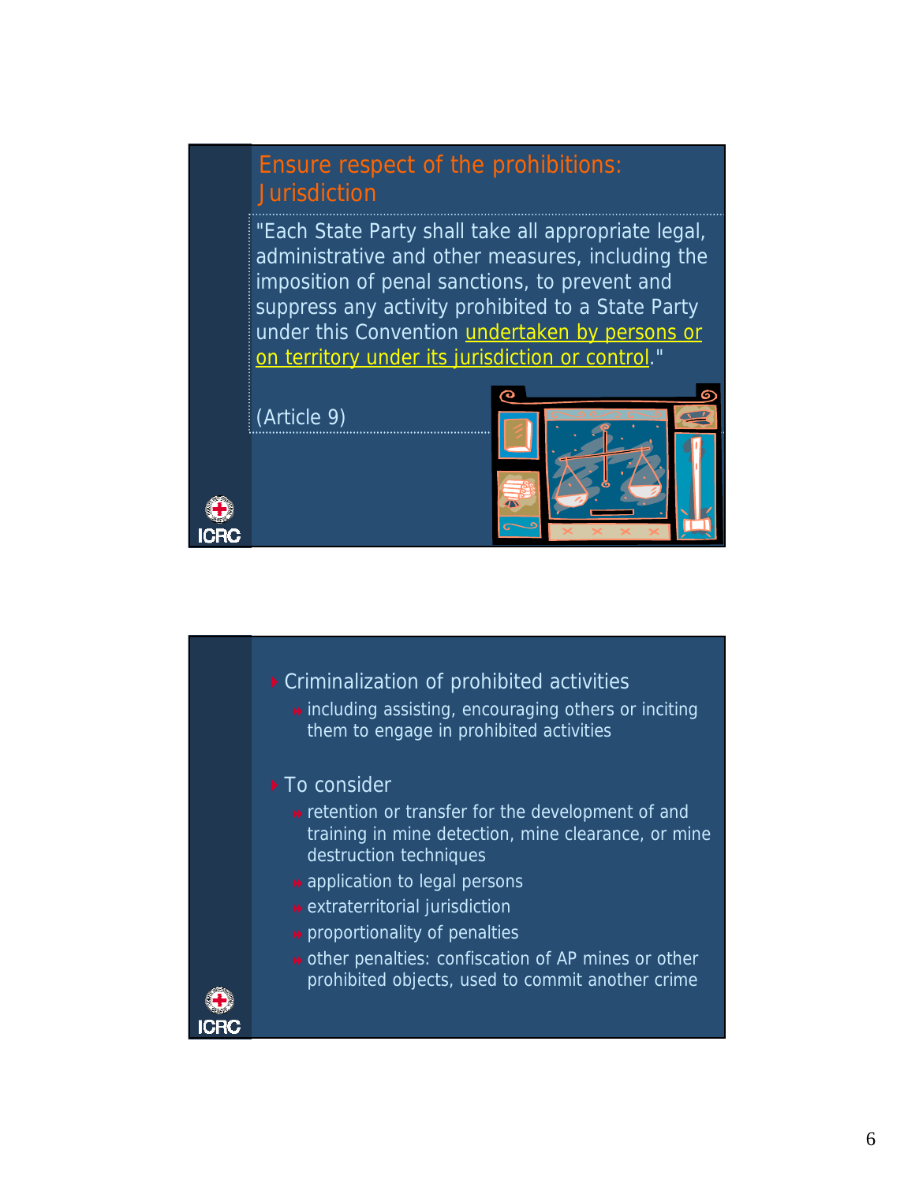## Ensure respect of the prohibitions: Jurisdiction

"Each State Party shall take all appropriate legal, administrative and other measures, including the imposition of penal sanctions, to prevent and suppress any activity prohibited to a State Party under this Convention undertaken by persons or on territory under its jurisdiction or control."

(Article 9)

- Criminalization of prohibited activities
  - including assisting, encouraging others or inciting them to engage in prohibited activities
- To consider
  - retention or transfer for the development of and training in mine detection, mine clearance, or mine destruction techniques
  - application to legal persons
  - extraterritorial jurisdiction
  - proportionality of penalties
  - other penalties: confiscation of AP mines or other prohibited objects, used to commit another crime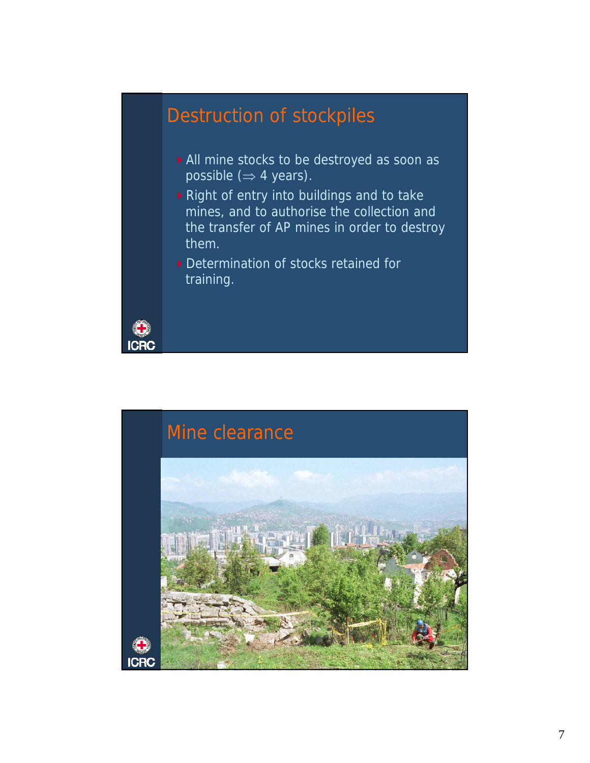## Destruction of stockpiles

- All mine stocks to be destroyed as soon as possible (⇒ 4 years).
- Right of entry into buildings and to take mines, and to authorise the collection and the transfer of AP mines in order to destroy them.
- Determination of stocks retained for training.

ICRC

## Mine clearance

ICRC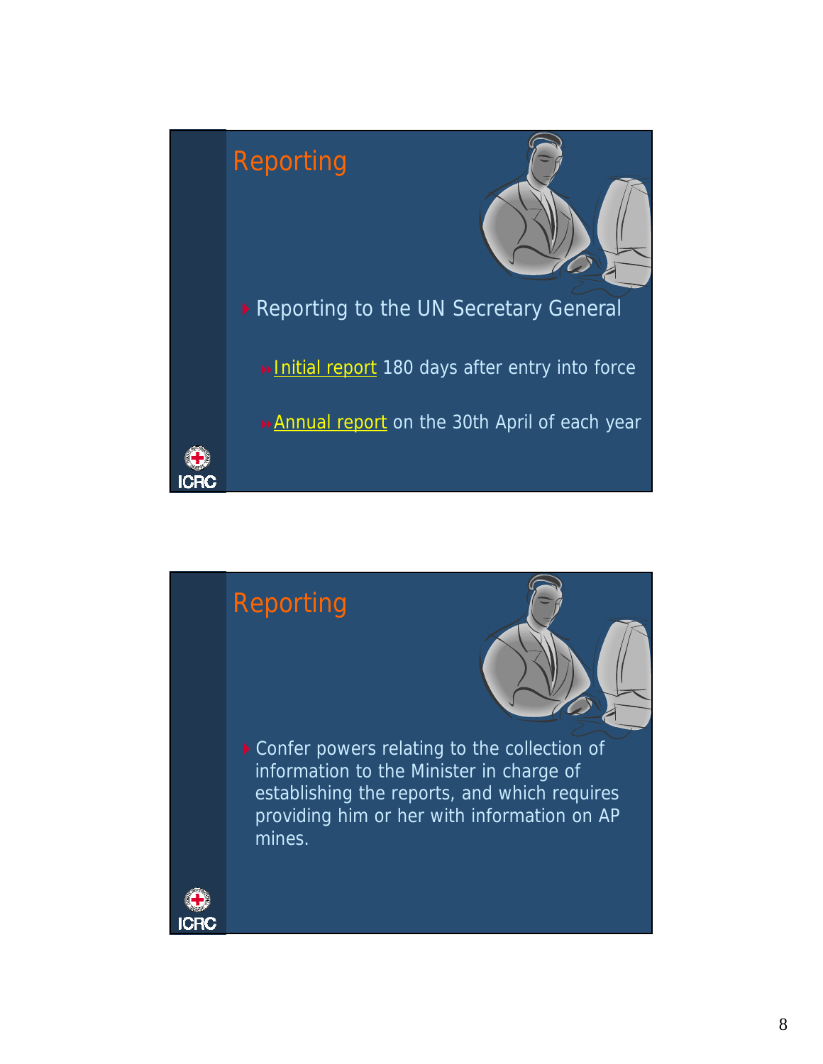## Reporting

- Reporting to the UN Secretary General
  - Initial report 180 days after entry into force
  - Annual report on the 30th April of each year

## Reporting

- Confer powers relating to the collection of information to the Minister in charge of establishing the reports, and which requires providing him or her with information on AP mines.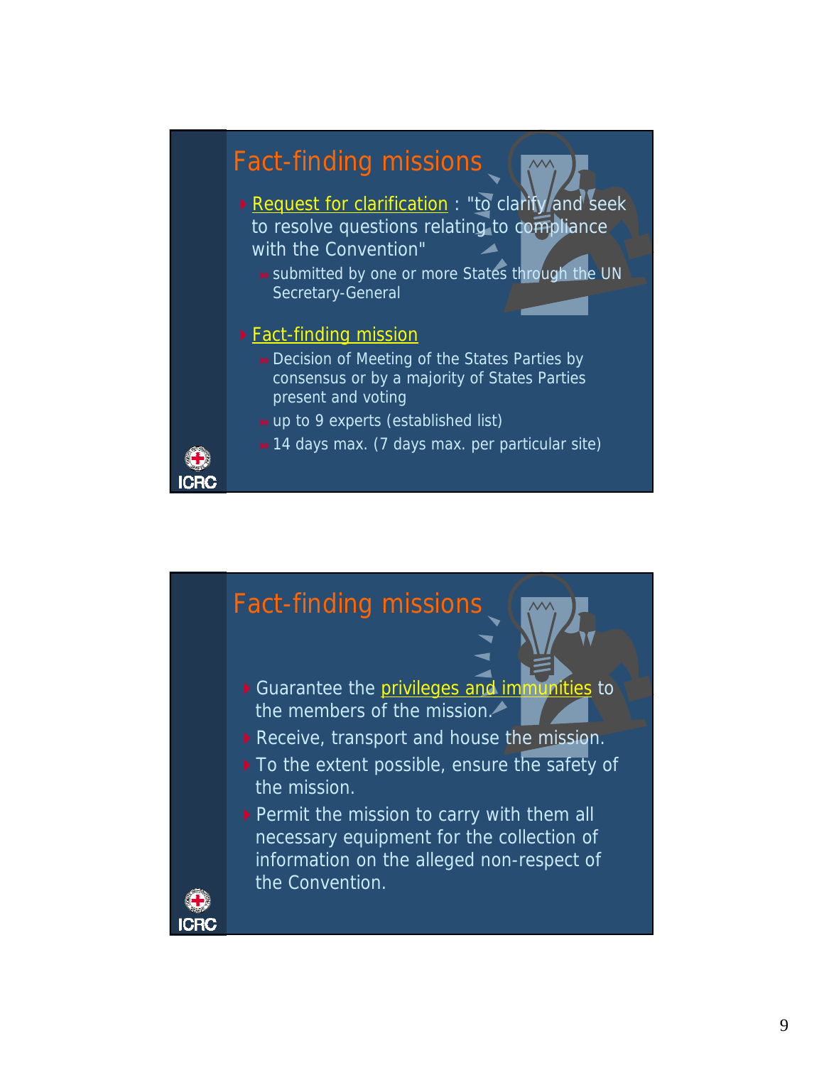## Fact-finding missions

- Request for clarification : "to clarify and seek to resolve questions relating to compliance with the Convention"
  - submitted by one or more States through the UN Secretary-General
- Fact-finding mission
  - Decision of Meeting of the States Parties by consensus or by a majority of States Parties present and voting
  - up to 9 experts (established list)
  - 14 days max. (7 days max. per particular site)

## Fact-finding missions

- Guarantee the privileges and immunities to the members of the mission.
- Receive, transport and house the mission.
- To the extent possible, ensure the safety of the mission.
- Permit the mission to carry with them all necessary equipment for the collection of information on the alleged non-respect of the Convention.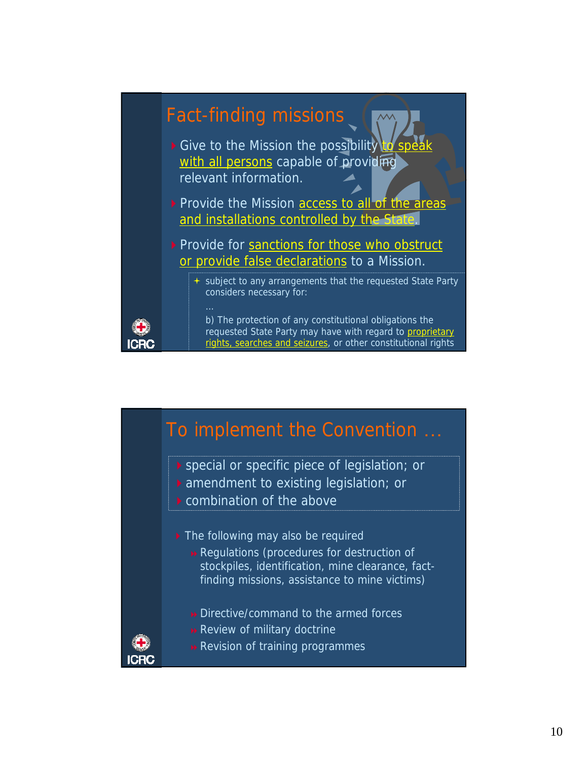## Fact-finding missions

- Give to the Mission the possibility to speak with all persons capable of providing relevant information.
- Provide the Mission access to all of the areas and installations controlled by the State.
- Provide for sanctions for those who obstruct or provide false declarations to a Mission.
  - subject to any arrangements that the requested State Party considers necessary for:

    …

    b) The protection of any constitutional obligations the requested State Party may have with regard to proprietary rights, searches and seizures, or other constitutional rights

ICRC

## To implement the Convention …

- special or specific piece of legislation; or
- amendment to existing legislation; or
- combination of the above

- The following may also be required
  - Regulations (procedures for destruction of stockpiles, identification, mine clearance, fact-finding missions, assistance to mine victims)
  - Directive/command to the armed forces
  - Review of military doctrine
  - Revision of training programmes

ICRC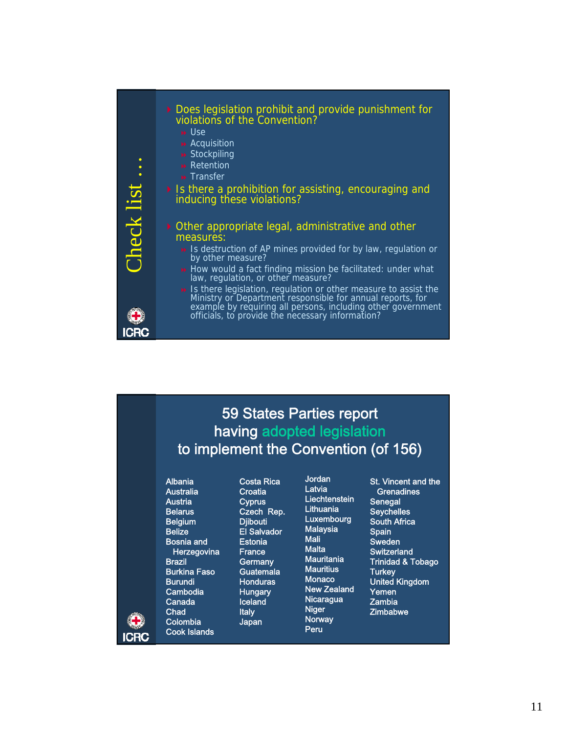## Check list …

- Does legislation prohibit and provide punishment for violations of the Convention?
  - Use
  - Acquisition
  - Stockpiling
  - Retention
  - Transfer
- Is there a prohibition for assisting, encouraging and inducing these violations?
- Other appropriate legal, administrative and other measures:
  - Is destruction of AP mines provided for by law, regulation or by other measure?
  - How would a fact finding mission be facilitated: under what law, regulation, or other measure?
  - Is there legislation, regulation or other measure to assist the Ministry or Department responsible for annual reports, for example by requiring all persons, including other government officials, to provide the necessary information?

ICRC

## 59 States Parties report having adopted legislation to implement the Convention (of 156)

Albania
Australia
Austria
Belarus
Belgium
Belize
Bosnia and Herzegovina
Brazil
Burkina Faso
Burundi
Cambodia
Canada
Chad
Colombia
Cook Islands
Costa Rica
Croatia
Cyprus
Czech Rep.
Djibouti
El Salvador
Estonia
France
Germany
Guatemala
Honduras
Hungary
Iceland
Italy
Japan
Jordan
Latvia
Liechtenstein
Lithuania
Luxembourg
Malaysia
Mali
Malta
Mauritania
Mauritius
Monaco
New Zealand
Nicaragua
Niger
Norway
Peru
St. Vincent and the Grenadines
Senegal
Seychelles
South Africa
Spain
Sweden
Switzerland
Trinidad & Tobago
Turkey
United Kingdom
Yemen
Zambia
Zimbabwe

ICRC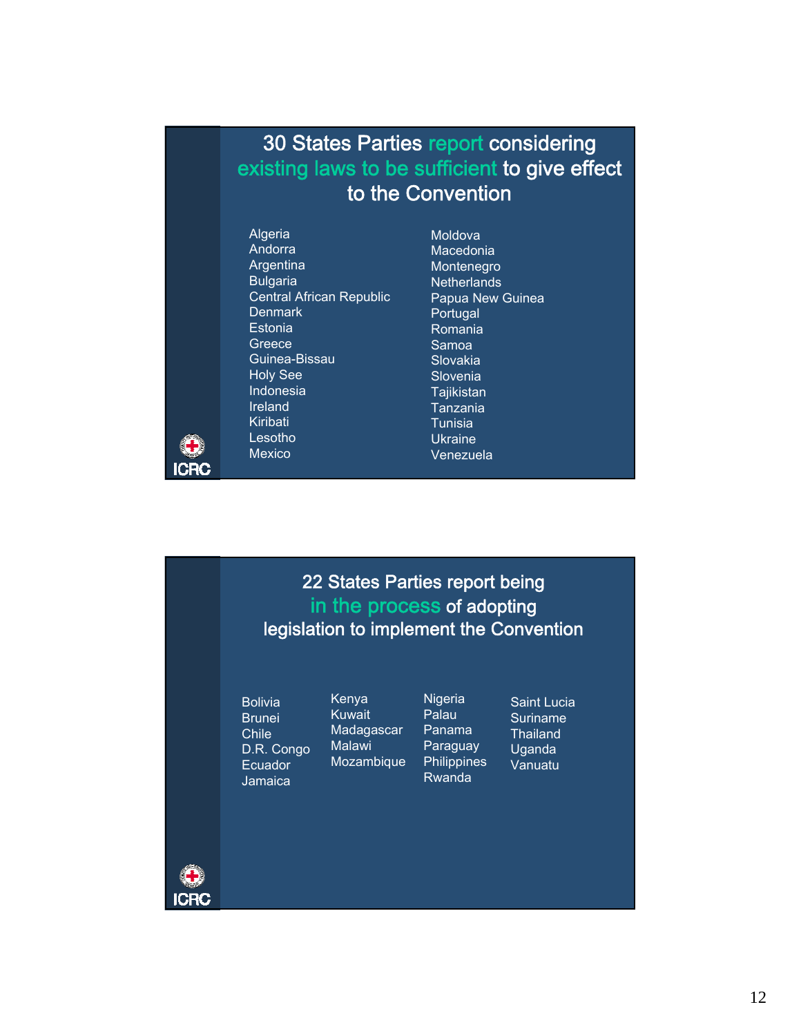## 30 States Parties report considering existing laws to be sufficient to give effect to the Convention

- Algeria
- Andorra
- Argentina
- Bulgaria
- Central African Republic
- Denmark
- Estonia
- Greece
- Guinea-Bissau
- Holy See
- Indonesia
- Ireland
- Kiribati
- Lesotho
- Mexico
- Moldova
- Macedonia
- Montenegro
- Netherlands
- Papua New Guinea
- Portugal
- Romania
- Samoa
- Slovakia
- Slovenia
- Tajikistan
- Tanzania
- Tunisia
- Ukraine
- Venezuela

## 22 States Parties report being in the process of adopting legislation to implement the Convention

- Bolivia
- Brunei
- Chile
- D.R. Congo
- Ecuador
- Jamaica
- Kenya
- Kuwait
- Madagascar
- Malawi
- Mozambique
- Nigeria
- Palau
- Panama
- Paraguay
- Philippines
- Rwanda
- Saint Lucia
- Suriname
- Thailand
- Uganda
- Vanuatu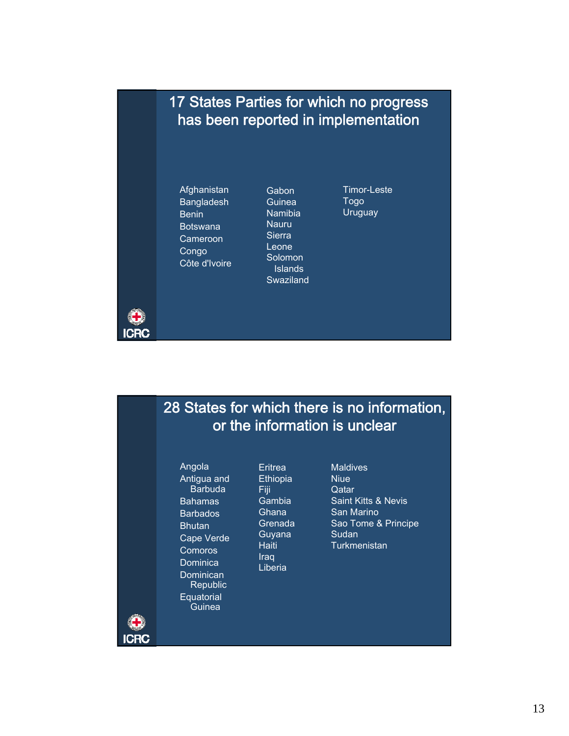## 17 States Parties for which no progress has been reported in implementation

- Afghanistan
- Bangladesh
- Benin
- Botswana
- Cameroon
- Congo
- Côte d'Ivoire
- Gabon
- Guinea
- Namibia
- Nauru
- Sierra Leone
- Solomon Islands
- Swaziland
- Timor-Leste
- Togo
- Uruguay

## 28 States for which there is no information, or the information is unclear

- Angola
- Antigua and Barbuda
- Bahamas
- Barbados
- Bhutan
- Cape Verde
- Comoros
- Dominica
- Dominican Republic
- Equatorial Guinea
- Eritrea
- Ethiopia
- Fiji
- Gambia
- Ghana
- Grenada
- Guyana
- Haiti
- Iraq
- Liberia
- Maldives
- Niue
- Qatar
- Saint Kitts & Nevis
- San Marino
- Sao Tome & Principe
- Sudan
- Turkmenistan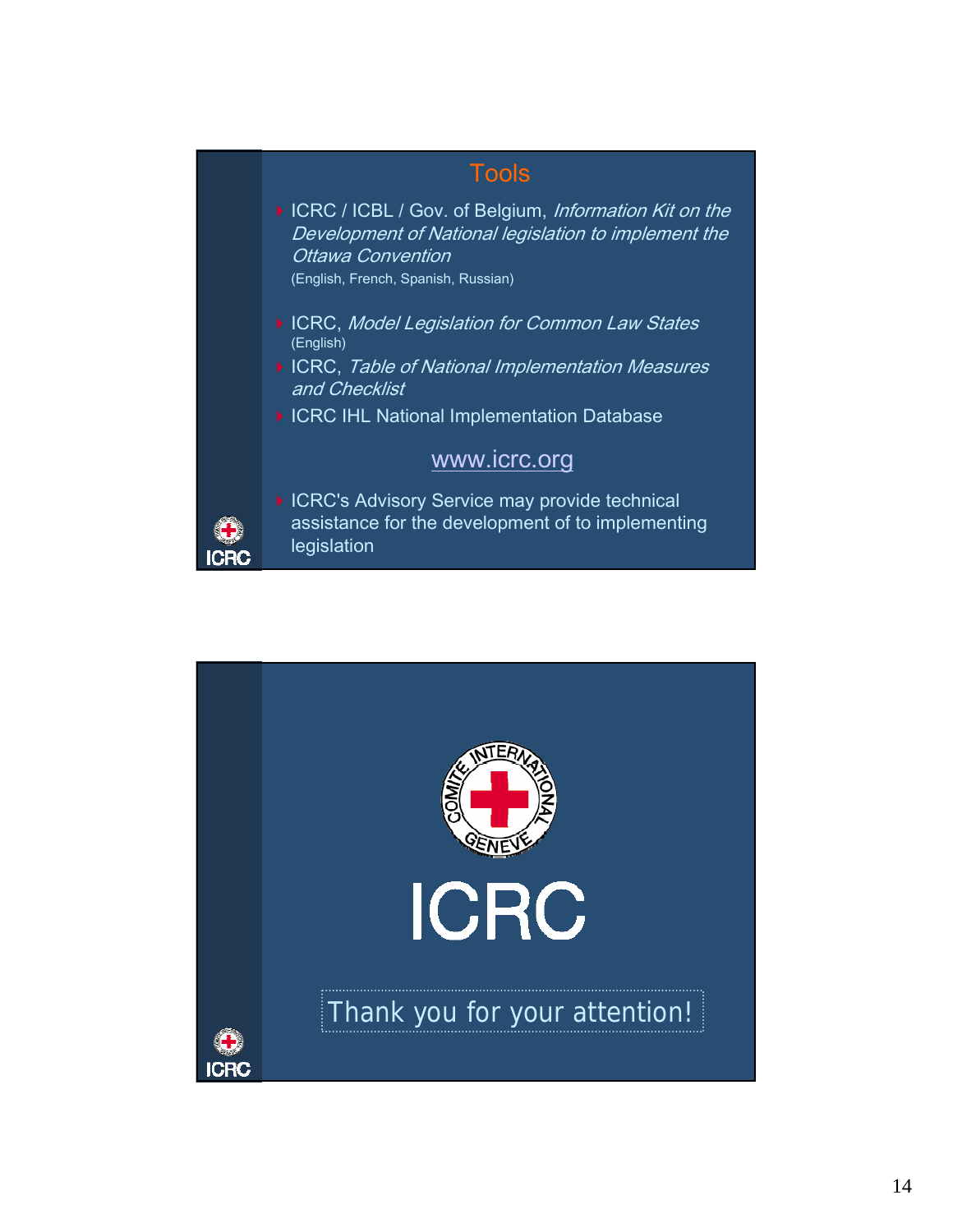## Tools

- ICRC / ICBL / Gov. of Belgium, *Information Kit on the Development of National legislation to implement the Ottawa Convention*
  (English, French, Spanish, Russian)
- ICRC, *Model Legislation for Common Law States*
  (English)
- ICRC, *Table of National Implementation Measures and Checklist*
- ICRC IHL National Implementation Database

www.icrc.org

- ICRC's Advisory Service may provide technical assistance for the development of to implementing legislation

ICRC

Thank you for your attention!